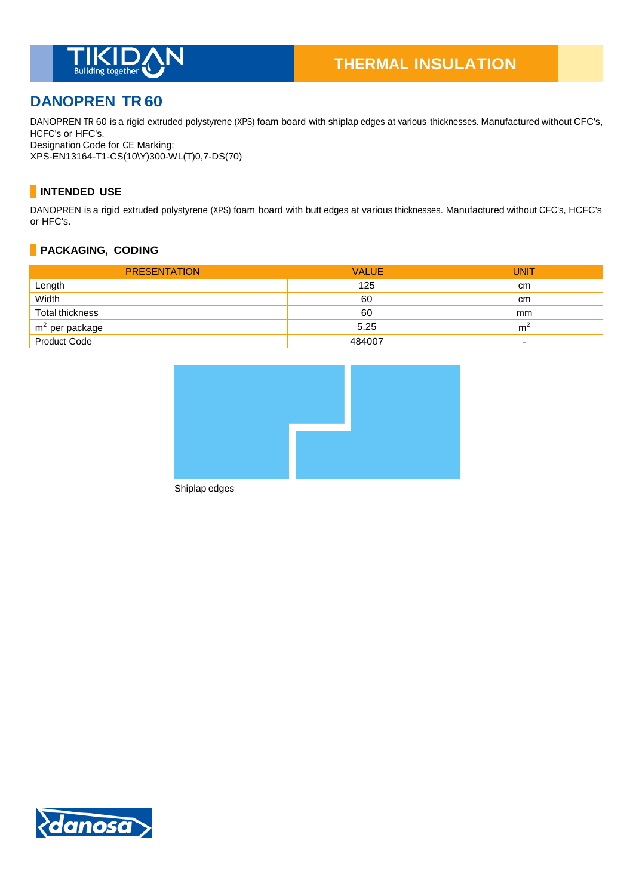TIKIDAN Building together

THERMAL INSULATION

## DANOPREN TR 60

DANOPREN TR 60 is a rigid extruded polystyrene (XPS) foam board with shiplap edges at various thicknesses. Manufactured without CFC's, HCFC's or HFC's.
Designation Code for CE Marking:
XPS-EN13164-T1-CS(10\Y)300-WL(T)0,7-DS(70)

### INTENDED USE

DANOPREN is a rigid extruded polystyrene (XPS) foam board with butt edges at various thicknesses. Manufactured without CFC's, HCFC's or HFC's.

### PACKAGING, CODING

| PRESENTATION | VALUE | UNIT |
|---|---|---|
| Length | 125 | cm |
| Width | 60 | cm |
| Total thickness | 60 | mm |
| $m^2$ per package | 5,25 | $m^2$ |
| Product Code | 484007 | - |

Shiplap edges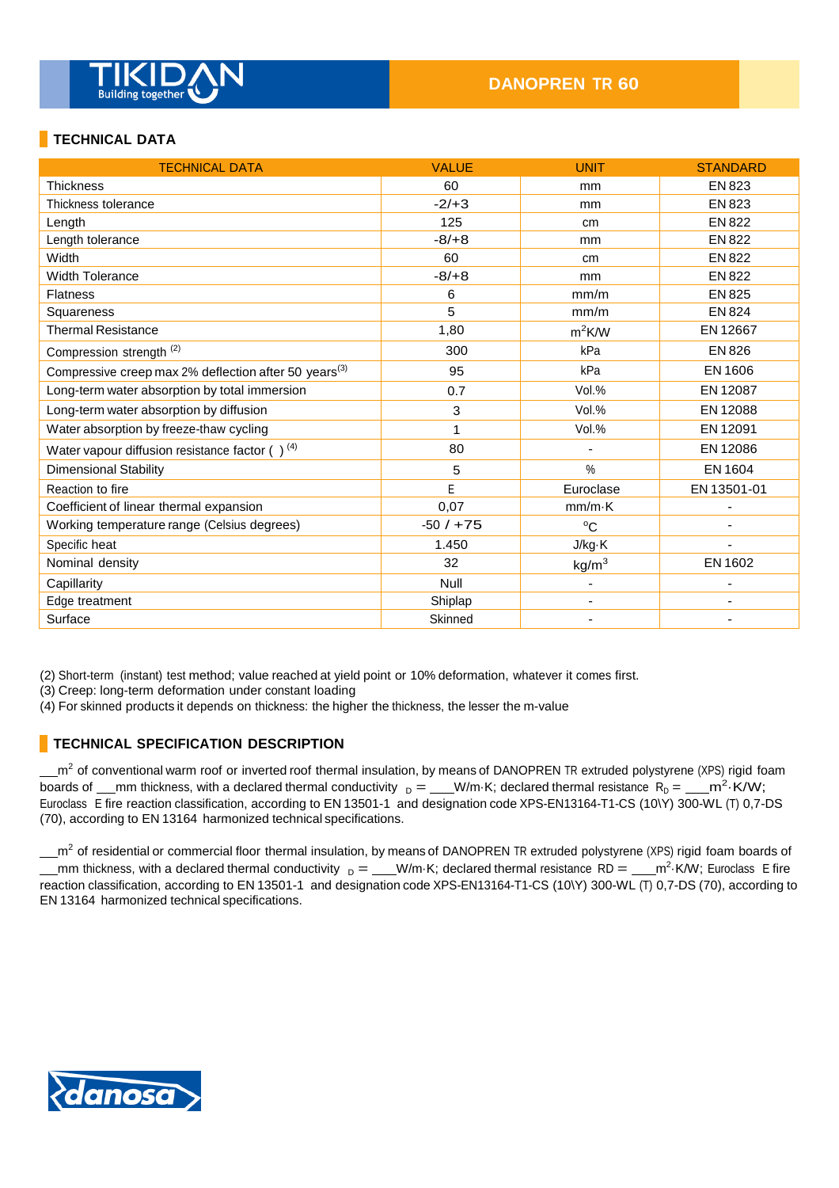DANOPREN TR 60

## TECHNICAL DATA

| TECHNICAL DATA | VALUE | UNIT | STANDARD |
|---|---|---|---|
| Thickness | 60 | mm | EN 823 |
| Thickness tolerance | -2/+3 | mm | EN 823 |
| Length | 125 | cm | EN 822 |
| Length tolerance | -8/+8 | mm | EN 822 |
| Width | 60 | cm | EN 822 |
| Width Tolerance | -8/+8 | mm | EN 822 |
| Flatness | 6 | mm/m | EN 825 |
| Squareness | 5 | mm/m | EN 824 |
| Thermal Resistance | 1,80 | $m^2K/W$ | EN 12667 |
| Compression strength (2) | 300 | kPa | EN 826 |
| Compressive creep max 2% deflection after 50 years(3) | 95 | kPa | EN 1606 |
| Long-term water absorption by total immersion | 0.7 | Vol.% | EN 12087 |
| Long-term water absorption by diffusion | 3 | Vol.% | EN 12088 |
| Water absorption by freeze-thaw cycling | 1 | Vol.% | EN 12091 |
| Water vapour diffusion resistance factor ( ) (4) | 80 | - | EN 12086 |
| Dimensional Stability | 5 | % | EN 1604 |
| Reaction to fire | E | Euroclase | EN 13501-01 |
| Coefficient of linear thermal expansion | 0,07 | mm/m·K | - |
| Working temperature range (Celsius degrees) | -50 / +75 | °C | - |
| Specific heat | 1.450 | J/kg·K | - |
| Nominal density | 32 | $kg/m^3$ | EN 1602 |
| Capillarity | Null | - | - |
| Edge treatment | Shiplap | - | - |
| Surface | Skinned | - | - |

(2) Short-term (instant) test method; value reached at yield point or 10% deformation, whatever it comes first.
(3) Creep: long-term deformation under constant loading
(4) For skinned products it depends on thickness: the higher the thickness, the lesser the m-value

## TECHNICAL SPECIFICATION DESCRIPTION

__$m^2$ of conventional warm roof or inverted roof thermal insulation, by means of DANOPREN TR extruded polystyrene (XPS) rigid foam boards of __mm thickness, with a declared thermal conductivity $_D$ = ___W/m·K; declared thermal resistance $R_D$ = ___$m^2$·K/W; Euroclass E fire reaction classification, according to EN 13501-1 and designation code XPS-EN13164-T1-CS (10\Y) 300-WL (T) 0,7-DS (70), according to EN 13164 harmonized technical specifications.

__$m^2$ of residential or commercial floor thermal insulation, by means of DANOPREN TR extruded polystyrene (XPS) rigid foam boards of __mm thickness, with a declared thermal conductivity $_D$ = ___W/m·K; declared thermal resistance RD = ___$m^2$·K/W; Euroclass E fire reaction classification, according to EN 13501-1 and designation code XPS-EN13164-T1-CS (10\Y) 300-WL (T) 0,7-DS (70), according to EN 13164 harmonized technical specifications.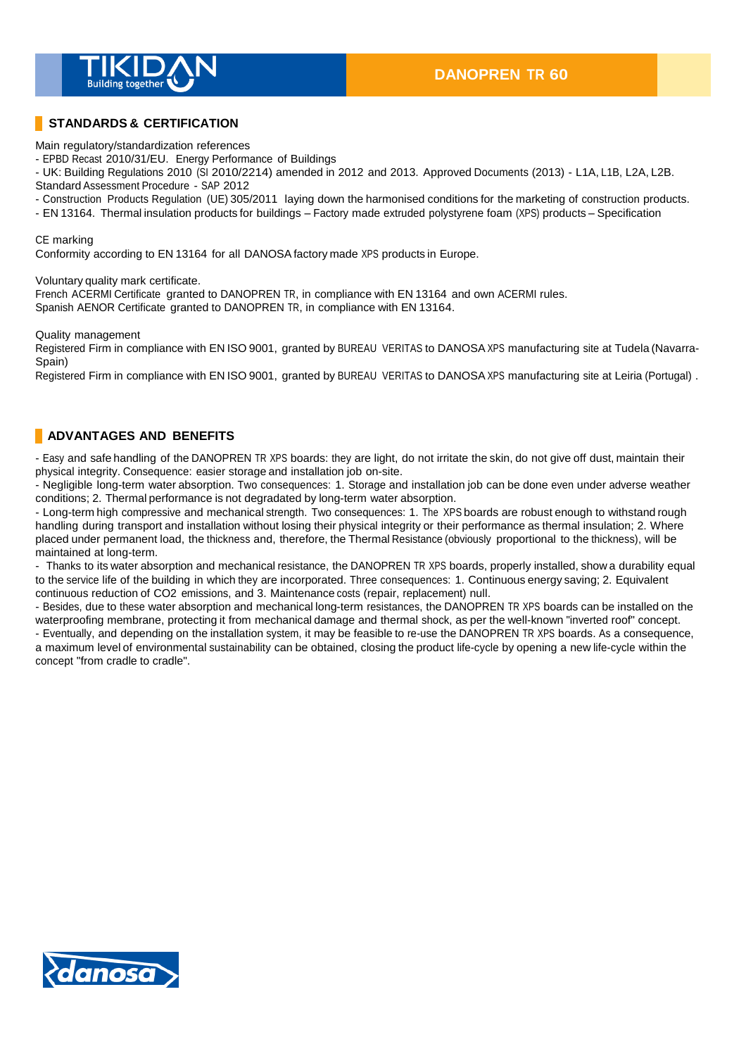## STANDARDS & CERTIFICATION

Main regulatory/standardization references

- EPBD Recast 2010/31/EU. Energy Performance of Buildings
- UK: Building Regulations 2010 (SI 2010/2214) amended in 2012 and 2013. Approved Documents (2013) - L1A, L1B, L2A, L2B. Standard Assessment Procedure - SAP 2012
- Construction Products Regulation (UE) 305/2011 laying down the harmonised conditions for the marketing of construction products.
- EN 13164. Thermal insulation products for buildings – Factory made extruded polystyrene foam (XPS) products – Specification

CE marking

Conformity according to EN 13164 for all DANOSA factory made XPS products in Europe.

Voluntary quality mark certificate.

French ACERMI Certificate granted to DANOPREN TR, in compliance with EN 13164 and own ACERMI rules.

Spanish AENOR Certificate granted to DANOPREN TR, in compliance with EN 13164.

Quality management

Registered Firm in compliance with EN ISO 9001, granted by BUREAU VERITAS to DANOSA XPS manufacturing site at Tudela (Navarra-Spain)

Registered Firm in compliance with EN ISO 9001, granted by BUREAU VERITAS to DANOSA XPS manufacturing site at Leiria (Portugal) .

## ADVANTAGES AND BENEFITS

- Easy and safe handling of the DANOPREN TR XPS boards: they are light, do not irritate the skin, do not give off dust, maintain their physical integrity. Consequence: easier storage and installation job on-site.
- Negligible long-term water absorption. Two consequences: 1. Storage and installation job can be done even under adverse weather conditions; 2. Thermal performance is not degradated by long-term water absorption.
- Long-term high compressive and mechanical strength. Two consequences: 1. The XPS boards are robust enough to withstand rough handling during transport and installation without losing their physical integrity or their performance as thermal insulation; 2. Where placed under permanent load, the thickness and, therefore, the Thermal Resistance (obviously proportional to the thickness), will be maintained at long-term.
- Thanks to its water absorption and mechanical resistance, the DANOPREN TR XPS boards, properly installed, show a durability equal to the service life of the building in which they are incorporated. Three consequences: 1. Continuous energy saving; 2. Equivalent continuous reduction of $CO_2$ emissions, and 3. Maintenance costs (repair, replacement) null.
- Besides, due to these water absorption and mechanical long-term resistances, the DANOPREN TR XPS boards can be installed on the waterproofing membrane, protecting it from mechanical damage and thermal shock, as per the well-known "inverted roof" concept.
- Eventually, and depending on the installation system, it may be feasible to re-use the DANOPREN TR XPS boards. As a consequence, a maximum level of environmental sustainability can be obtained, closing the product life-cycle by opening a new life-cycle within the concept "from cradle to cradle".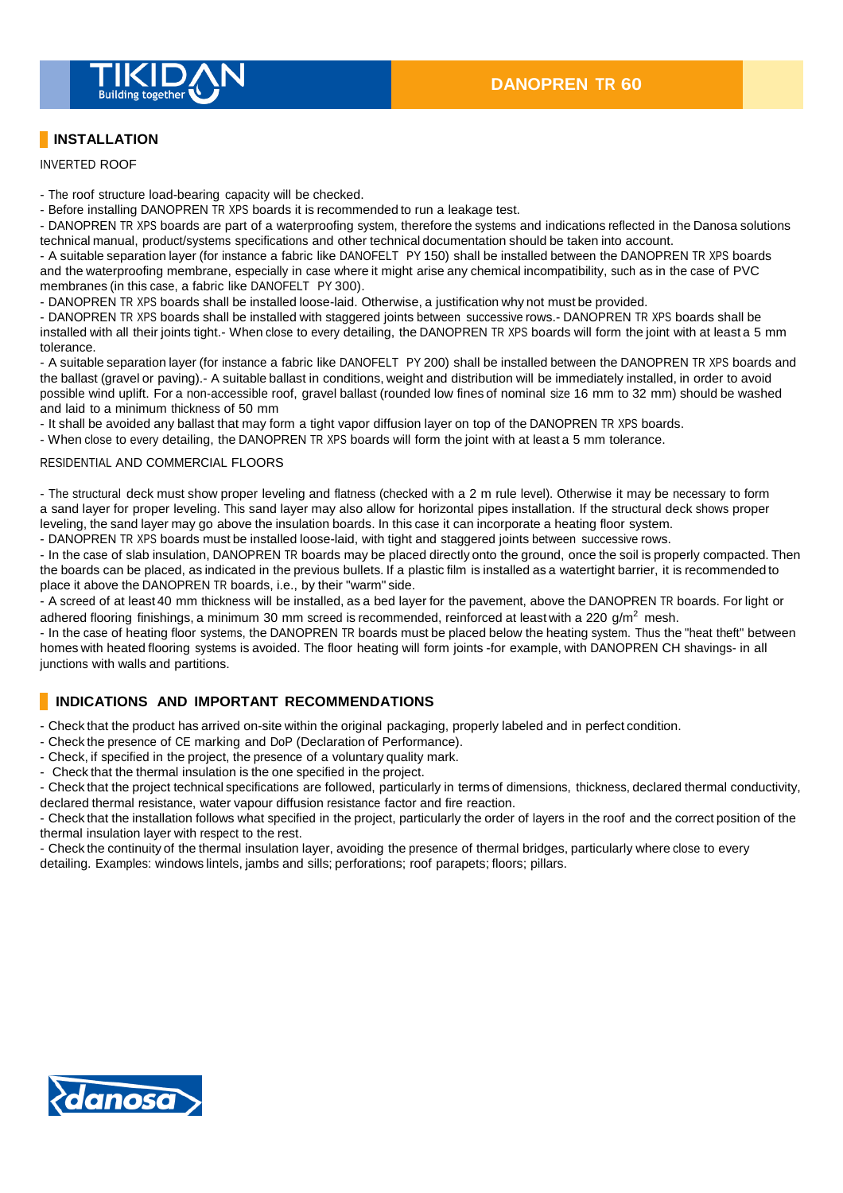## INSTALLATION

INVERTED ROOF

- The roof structure load-bearing capacity will be checked.
- Before installing DANOPREN TR XPS boards it is recommended to run a leakage test.
- DANOPREN TR XPS boards are part of a waterproofing system, therefore the systems and indications reflected in the Danosa solutions technical manual, product/systems specifications and other technical documentation should be taken into account.
- A suitable separation layer (for instance a fabric like DANOFELT PY 150) shall be installed between the DANOPREN TR XPS boards and the waterproofing membrane, especially in case where it might arise any chemical incompatibility, such as in the case of PVC membranes (in this case, a fabric like DANOFELT PY 300).
- DANOPREN TR XPS boards shall be installed loose-laid. Otherwise, a justification why not must be provided.
- DANOPREN TR XPS boards shall be installed with staggered joints between successive rows.- DANOPREN TR XPS boards shall be installed with all their joints tight.- When close to every detailing, the DANOPREN TR XPS boards will form the joint with at least a 5 mm tolerance.
- A suitable separation layer (for instance a fabric like DANOFELT PY 200) shall be installed between the DANOPREN TR XPS boards and the ballast (gravel or paving).- A suitable ballast in conditions, weight and distribution will be immediately installed, in order to avoid possible wind uplift. For a non-accessible roof, gravel ballast (rounded low fines of nominal size 16 mm to 32 mm) should be washed and laid to a minimum thickness of 50 mm
- It shall be avoided any ballast that may form a tight vapor diffusion layer on top of the DANOPREN TR XPS boards.
- When close to every detailing, the DANOPREN TR XPS boards will form the joint with at least a 5 mm tolerance.

RESIDENTIAL AND COMMERCIAL FLOORS

- The structural deck must show proper leveling and flatness (checked with a 2 m rule level). Otherwise it may be necessary to form a sand layer for proper leveling. This sand layer may also allow for horizontal pipes installation. If the structural deck shows proper leveling, the sand layer may go above the insulation boards. In this case it can incorporate a heating floor system.
- DANOPREN TR XPS boards must be installed loose-laid, with tight and staggered joints between successive rows.
- In the case of slab insulation, DANOPREN TR boards may be placed directly onto the ground, once the soil is properly compacted. Then the boards can be placed, as indicated in the previous bullets. If a plastic film is installed as a watertight barrier, it is recommended to place it above the DANOPREN TR boards, i.e., by their "warm" side.
- A screed of at least 40 mm thickness will be installed, as a bed layer for the pavement, above the DANOPREN TR boards. For light or adhered flooring finishings, a minimum 30 mm screed is recommended, reinforced at least with a 220 g/m$^2$ mesh.
- In the case of heating floor systems, the DANOPREN TR boards must be placed below the heating system. Thus the "heat theft" between homes with heated flooring systems is avoided. The floor heating will form joints -for example, with DANOPREN CH shavings- in all junctions with walls and partitions.

## INDICATIONS AND IMPORTANT RECOMMENDATIONS

- Check that the product has arrived on-site within the original packaging, properly labeled and in perfect condition.
- Check the presence of CE marking and DoP (Declaration of Performance).
- Check, if specified in the project, the presence of a voluntary quality mark.
- Check that the thermal insulation is the one specified in the project.
- Check that the project technical specifications are followed, particularly in terms of dimensions, thickness, declared thermal conductivity, declared thermal resistance, water vapour diffusion resistance factor and fire reaction.
- Check that the installation follows what specified in the project, particularly the order of layers in the roof and the correct position of the thermal insulation layer with respect to the rest.
- Check the continuity of the thermal insulation layer, avoiding the presence of thermal bridges, particularly where close to every detailing. Examples: windows lintels, jambs and sills; perforations; roof parapets; floors; pillars.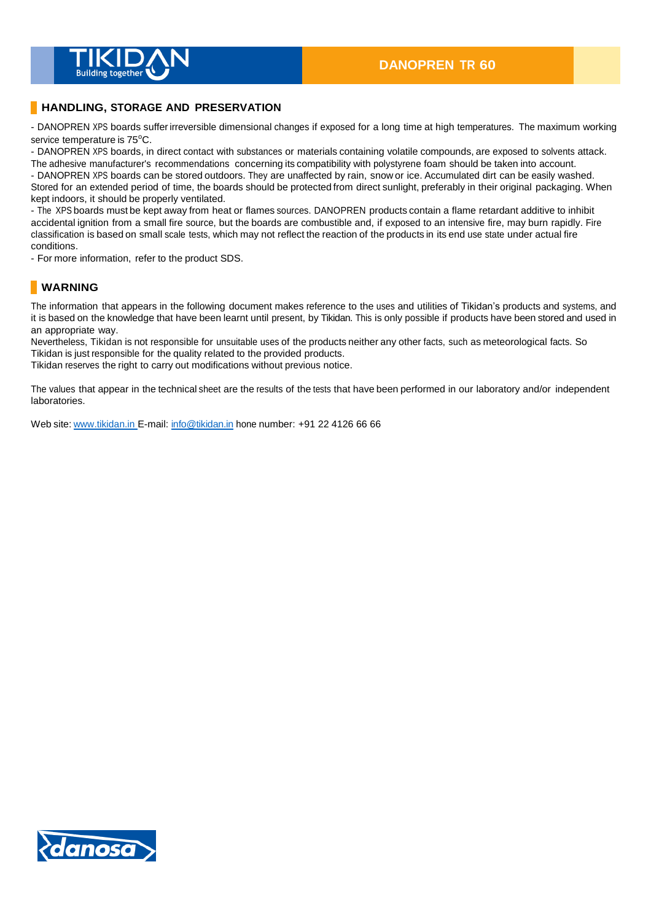## HANDLING, STORAGE AND PRESERVATION

- DANOPREN XPS boards suffer irreversible dimensional changes if exposed for a long time at high temperatures. The maximum working service temperature is 75ºC.
- DANOPREN XPS boards, in direct contact with substances or materials containing volatile compounds, are exposed to solvents attack. The adhesive manufacturer's recommendations concerning its compatibility with polystyrene foam should be taken into account.
- DANOPREN XPS boards can be stored outdoors. They are unaffected by rain, snow or ice. Accumulated dirt can be easily washed. Stored for an extended period of time, the boards should be protected from direct sunlight, preferably in their original packaging. When kept indoors, it should be properly ventilated.
- The XPS boards must be kept away from heat or flames sources. DANOPREN products contain a flame retardant additive to inhibit accidental ignition from a small fire source, but the boards are combustible and, if exposed to an intensive fire, may burn rapidly. Fire classification is based on small scale tests, which may not reflect the reaction of the products in its end use state under actual fire conditions.
- For more information, refer to the product SDS.

## WARNING

The information that appears in the following document makes reference to the uses and utilities of Tikidan's products and systems, and it is based on the knowledge that have been learnt until present, by Tikidan. This is only possible if products have been stored and used in an appropriate way.
Nevertheless, Tikidan is not responsible for unsuitable uses of the products neither any other facts, such as meteorological facts. So Tikidan is just responsible for the quality related to the provided products.
Tikidan reserves the right to carry out modifications without previous notice.

The values that appear in the technical sheet are the results of the tests that have been performed in our laboratory and/or independent laboratories.

Web site: www.tikidan.in E-mail: info@tikidan.in hone number: +91 22 4126 66 66